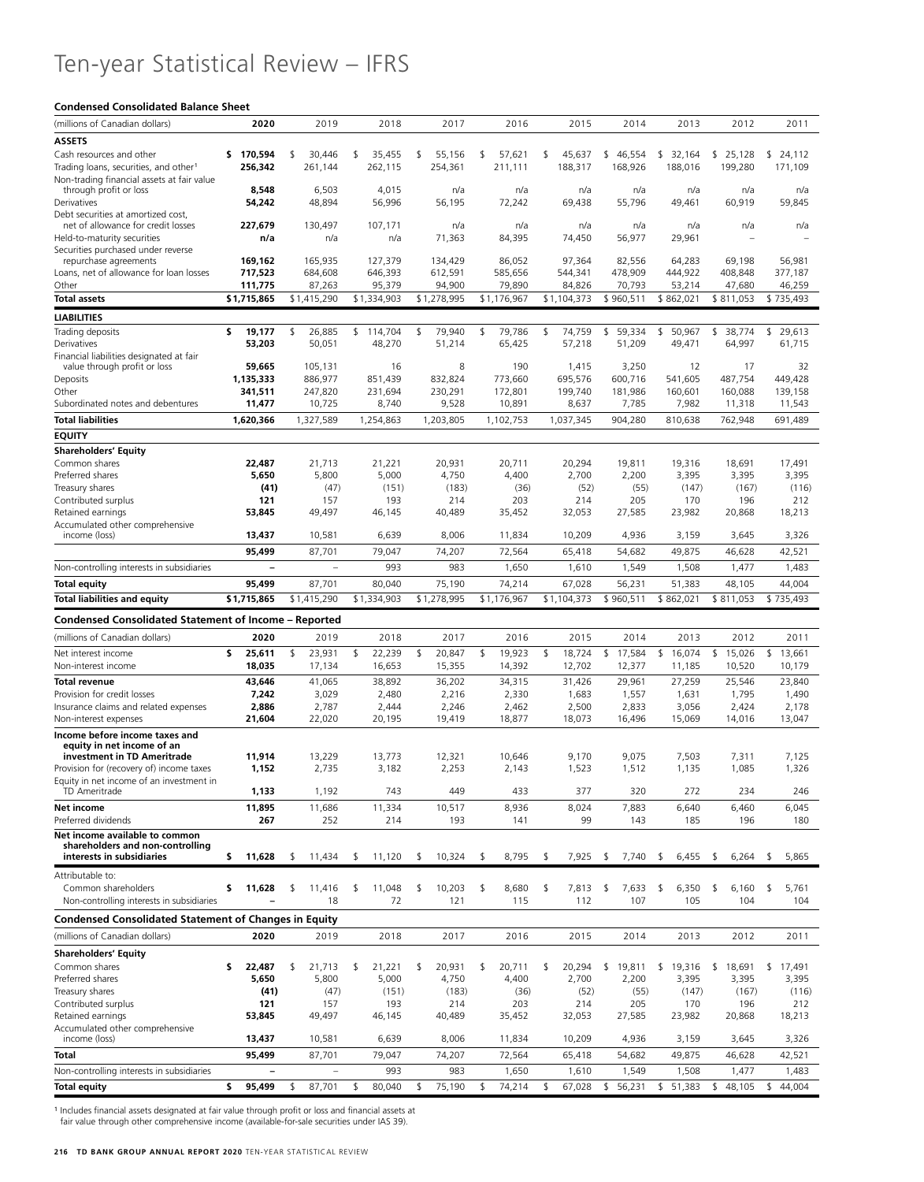# Ten-year Statistical Review – IFRS

### Condensed Consolidated Balance Sheet

| (millions of Canadian dollars) | 2020 | 2019 | 2018 | 2017 | 2016 | 2015 | 2014 | 2013 | 2012 | 2011 |
|---|---|---|---|---|---|---|---|---|---|---|
| **ASSETS** | | | | | | | | | | |
| Cash resources and other | **$ 170,594** | $ 30,446 | $ 35,455 | $ 55,156 | $ 57,621 | $ 45,637 | $ 46,554 | $ 32,164 | $ 25,128 | $ 24,112 |
| Trading loans, securities, and other[1] | **256,342** | 261,144 | 262,115 | 254,361 | 211,111 | 188,317 | 168,926 | 188,016 | 199,280 | 171,109 |
| Non-trading financial assets at fair value through profit or loss | **8,548** | 6,503 | 4,015 | n/a | n/a | n/a | n/a | n/a | n/a | n/a |
| Derivatives | **54,242** | 48,894 | 56,996 | 56,195 | 72,242 | 69,438 | 55,796 | 49,461 | 60,919 | 59,845 |
| Debt securities at amortized cost, net of allowance for credit losses | **227,679** | 130,497 | 107,171 | n/a | n/a | n/a | n/a | n/a | n/a | n/a |
| Held-to-maturity securities | **n/a** | n/a | n/a | 71,363 | 84,395 | 74,450 | 56,977 | 29,961 | – | – |
| Securities purchased under reverse repurchase agreements | **169,162** | 165,935 | 127,379 | 134,429 | 86,052 | 97,364 | 82,556 | 64,283 | 69,198 | 56,981 |
| Loans, net of allowance for loan losses | **717,523** | 684,608 | 646,393 | 612,591 | 585,656 | 544,341 | 478,909 | 444,922 | 408,848 | 377,187 |
| Other | **111,775** | 87,263 | 95,379 | 94,900 | 79,890 | 84,826 | 70,793 | 53,214 | 47,680 | 46,259 |
| **Total assets** | **$1,715,865** | $1,415,290 | $1,334,903 | $1,278,995 | $1,176,967 | $1,104,373 | $ 960,511 | $ 862,021 | $ 811,053 | $ 735,493 |
| **LIABILITIES** | | | | | | | | | | |
| Trading deposits | **$ 19,177** | $ 26,885 | $ 114,704 | $ 79,940 | $ 79,786 | $ 74,759 | $ 59,334 | $ 50,967 | $ 38,774 | $ 29,613 |
| Derivatives | **53,203** | 50,051 | 48,270 | 51,214 | 65,425 | 57,218 | 51,209 | 49,471 | 64,997 | 61,715 |
| Financial liabilities designated at fair value through profit or loss | **59,665** | 105,131 | 16 | 8 | 190 | 1,415 | 3,250 | 12 | 17 | 32 |
| Deposits | **1,135,333** | 886,977 | 851,439 | 832,824 | 773,660 | 695,576 | 600,716 | 541,605 | 487,754 | 449,428 |
| Other | **341,511** | 247,820 | 231,694 | 230,291 | 172,801 | 199,740 | 181,986 | 160,601 | 160,088 | 139,158 |
| Subordinated notes and debentures | **11,477** | 10,725 | 8,740 | 9,528 | 10,891 | 8,637 | 7,785 | 7,982 | 11,318 | 11,543 |
| **Total liabilities** | **1,620,366** | 1,327,589 | 1,254,863 | 1,203,805 | 1,102,753 | 1,037,345 | 904,280 | 810,638 | 762,948 | 691,489 |
| **EQUITY** | | | | | | | | | | |
| **Shareholders' Equity** | | | | | | | | | | |
| Common shares | **22,487** | 21,713 | 21,221 | 20,931 | 20,711 | 20,294 | 19,811 | 19,316 | 18,691 | 17,491 |
| Preferred shares | **5,650** | 5,800 | 5,000 | 4,750 | 4,400 | 2,700 | 2,200 | 3,395 | 3,395 | 3,395 |
| Treasury shares | **(41)** | (47) | (151) | (183) | (36) | (52) | (55) | (147) | (167) | (116) |
| Contributed surplus | **121** | 157 | 193 | 214 | 203 | 214 | 205 | 170 | 196 | 212 |
| Retained earnings | **53,845** | 49,497 | 46,145 | 40,489 | 35,452 | 32,053 | 27,585 | 23,982 | 20,868 | 18,213 |
| Accumulated other comprehensive income (loss) | **13,437** | 10,581 | 6,639 | 8,006 | 11,834 | 10,209 | 4,936 | 3,159 | 3,645 | 3,326 |
| | **95,499** | 87,701 | 79,047 | 74,207 | 72,564 | 65,418 | 54,682 | 49,875 | 46,628 | 42,521 |
| Non-controlling interests in subsidiaries | **–** | – | 993 | 983 | 1,650 | 1,610 | 1,549 | 1,508 | 1,477 | 1,483 |
| **Total equity** | **95,499** | 87,701 | 80,040 | 75,190 | 74,214 | 67,028 | 56,231 | 51,383 | 48,105 | 44,004 |
| **Total liabilities and equity** | **$1,715,865** | $1,415,290 | $1,334,903 | $1,278,995 | $1,176,967 | $1,104,373 | $ 960,511 | $ 862,021 | $ 811,053 | $ 735,493 |

### Condensed Consolidated Statement of Income – Reported

| (millions of Canadian dollars) | 2020 | 2019 | 2018 | 2017 | 2016 | 2015 | 2014 | 2013 | 2012 | 2011 |
|---|---|---|---|---|---|---|---|---|---|---|
| Net interest income | **$ 25,611** | $ 23,931 | $ 22,239 | $ 20,847 | $ 19,923 | $ 18,724 | $ 17,584 | $ 16,074 | $ 15,026 | $ 13,661 |
| Non-interest income | **18,035** | 17,134 | 16,653 | 15,355 | 14,392 | 12,702 | 12,377 | 11,185 | 10,520 | 10,179 |
| **Total revenue** | **43,646** | 41,065 | 38,892 | 36,202 | 34,315 | 31,426 | 29,961 | 27,259 | 25,546 | 23,840 |
| Provision for credit losses | **7,242** | 3,029 | 2,480 | 2,216 | 2,330 | 1,683 | 1,557 | 1,631 | 1,795 | 1,490 |
| Insurance claims and related expenses | **2,886** | 2,787 | 2,444 | 2,246 | 2,462 | 2,500 | 2,833 | 3,056 | 2,424 | 2,178 |
| Non-interest expenses | **21,604** | 22,020 | 20,195 | 19,419 | 18,877 | 18,073 | 16,496 | 15,069 | 14,016 | 13,047 |
| **Income before income taxes and equity in net income of an investment in TD Ameritrade** | **11,914** | 13,229 | 13,773 | 12,321 | 10,646 | 9,170 | 9,075 | 7,503 | 7,311 | 7,125 |
| Provision for (recovery of) income taxes | **1,152** | 2,735 | 3,182 | 2,253 | 2,143 | 1,523 | 1,512 | 1,135 | 1,085 | 1,326 |
| Equity in net income of an investment in TD Ameritrade | **1,133** | 1,192 | 743 | 449 | 433 | 377 | 320 | 272 | 234 | 246 |
| **Net income** | **11,895** | 11,686 | 11,334 | 10,517 | 8,936 | 8,024 | 7,883 | 6,640 | 6,460 | 6,045 |
| Preferred dividends | **267** | 252 | 214 | 193 | 141 | 99 | 143 | 185 | 196 | 180 |
| **Net income available to common shareholders and non-controlling interests in subsidiaries** | **$ 11,628** | $ 11,434 | $ 11,120 | $ 10,324 | $ 8,795 | $ 7,925 | $ 7,740 | $ 6,455 | $ 6,264 | $ 5,865 |
| Attributable to: | | | | | | | | | | |
| Common shareholders | **$ 11,628** | $ 11,416 | $ 11,048 | $ 10,203 | $ 8,680 | $ 7,813 | $ 7,633 | $ 6,350 | $ 6,160 | $ 5,761 |
| Non-controlling interests in subsidiaries | **–** | 18 | 72 | 121 | 115 | 112 | 107 | 105 | 104 | 104 |

### Condensed Consolidated Statement of Changes in Equity

| (millions of Canadian dollars) | 2020 | 2019 | 2018 | 2017 | 2016 | 2015 | 2014 | 2013 | 2012 | 2011 |
|---|---|---|---|---|---|---|---|---|---|---|
| **Shareholders' Equity** | | | | | | | | | | |
| Common shares | **$ 22,487** | $ 21,713 | $ 21,221 | $ 20,931 | $ 20,711 | $ 20,294 | $ 19,811 | $ 19,316 | $ 18,691 | $ 17,491 |
| Preferred shares | **5,650** | 5,800 | 5,000 | 4,750 | 4,400 | 2,700 | 2,200 | 3,395 | 3,395 | 3,395 |
| Treasury shares | **(41)** | (47) | (151) | (183) | (36) | (52) | (55) | (147) | (167) | (116) |
| Contributed surplus | **121** | 157 | 193 | 214 | 203 | 214 | 205 | 170 | 196 | 212 |
| Retained earnings | **53,845** | 49,497 | 46,145 | 40,489 | 35,452 | 32,053 | 27,585 | 23,982 | 20,868 | 18,213 |
| Accumulated other comprehensive income (loss) | **13,437** | 10,581 | 6,639 | 8,006 | 11,834 | 10,209 | 4,936 | 3,159 | 3,645 | 3,326 |
| **Total** | **95,499** | 87,701 | 79,047 | 74,207 | 72,564 | 65,418 | 54,682 | 49,875 | 46,628 | 42,521 |
| Non-controlling interests in subsidiaries | **–** | – | 993 | 983 | 1,650 | 1,610 | 1,549 | 1,508 | 1,477 | 1,483 |
| **Total equity** | **$ 95,499** | $ 87,701 | $ 80,040 | $ 75,190 | $ 74,214 | $ 67,028 | $ 56,231 | $ 51,383 | $ 48,105 | $ 44,004 |

[1] Includes financial assets designated at fair value through profit or loss and financial assets at fair value through other comprehensive income (available-for-sale securities under IAS 39).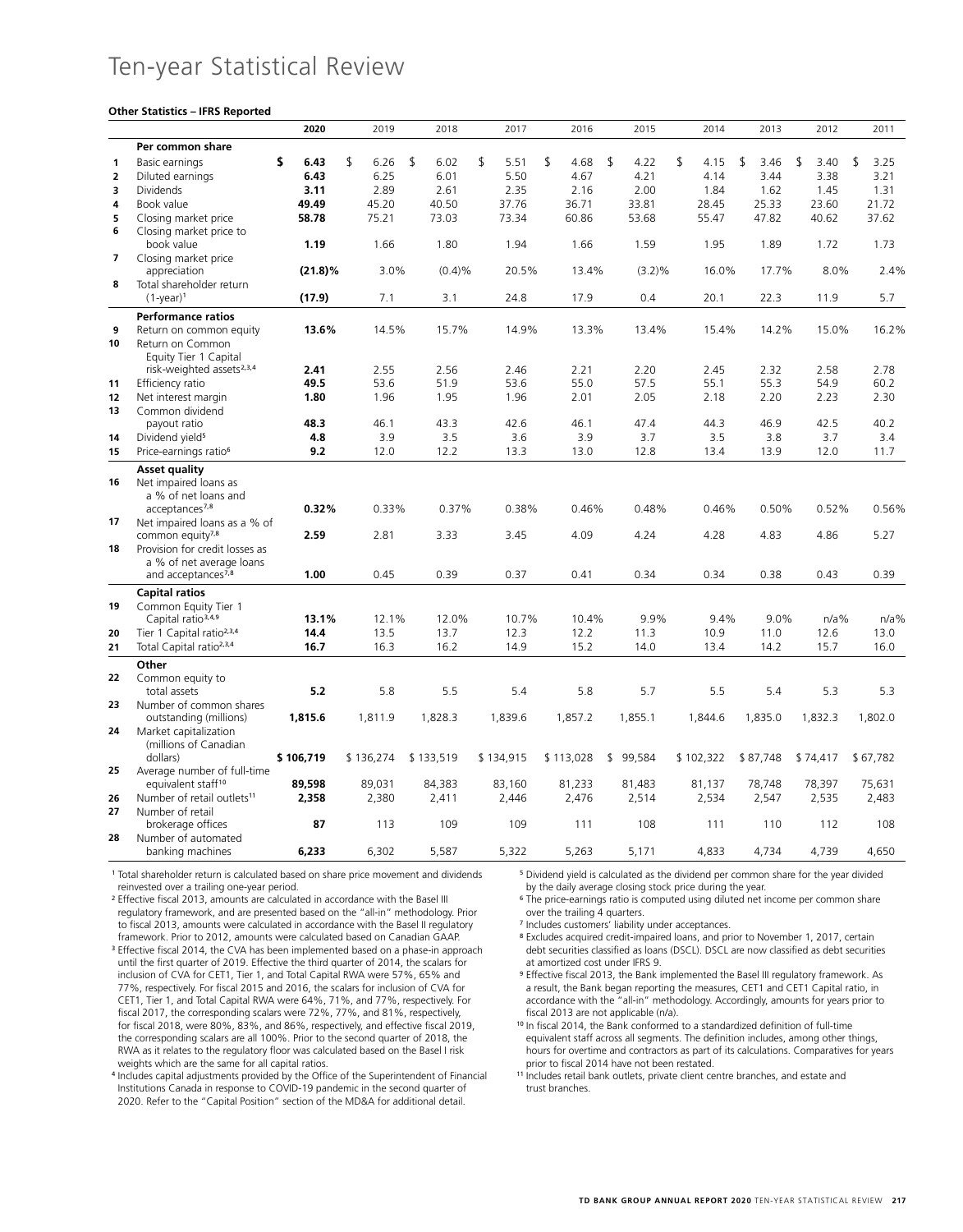# Ten-year Statistical Review

**Other Statistics – IFRS Reported**

| | | 2020 | 2019 | 2018 | 2017 | 2016 | 2015 | 2014 | 2013 | 2012 | 2011 |
|---|---|---|---|---|---|---|---|---|---|---|---|
| | **Per common share** | | | | | | | | | | |
| 1 | Basic earnings | **$ 6.43** | $ 6.26 | $ 6.02 | $ 5.51 | $ 4.68 | $ 4.22 | $ 4.15 | $ 3.46 | $ 3.40 | $ 3.25 |
| 2 | Diluted earnings | **6.43** | 6.25 | 6.01 | 5.50 | 4.67 | 4.21 | 4.14 | 3.44 | 3.38 | 3.21 |
| 3 | Dividends | **3.11** | 2.89 | 2.61 | 2.35 | 2.16 | 2.00 | 1.84 | 1.62 | 1.45 | 1.31 |
| 4 | Book value | **49.49** | 45.20 | 40.50 | 37.76 | 36.71 | 33.81 | 28.45 | 25.33 | 23.60 | 21.72 |
| 5 | Closing market price | **58.78** | 75.21 | 73.03 | 73.34 | 60.86 | 53.68 | 55.47 | 47.82 | 40.62 | 37.62 |
| 6 | Closing market price to book value | **1.19** | 1.66 | 1.80 | 1.94 | 1.66 | 1.59 | 1.95 | 1.89 | 1.72 | 1.73 |
| 7 | Closing market price appreciation | **(21.8)%** | 3.0% | (0.4)% | 20.5% | 13.4% | (3.2)% | 16.0% | 17.7% | 8.0% | 2.4% |
| 8 | Total shareholder return (1-year)[1] | **(17.9)** | 7.1 | 3.1 | 24.8 | 17.9 | 0.4 | 20.1 | 22.3 | 11.9 | 5.7 |
| | **Performance ratios** | | | | | | | | | | |
| 9 | Return on common equity | **13.6%** | 14.5% | 15.7% | 14.9% | 13.3% | 13.4% | 15.4% | 14.2% | 15.0% | 16.2% |
| 10 | Return on Common Equity Tier 1 Capital risk-weighted assets[2,3,4] | **2.41** | 2.55 | 2.56 | 2.46 | 2.21 | 2.20 | 2.45 | 2.32 | 2.58 | 2.78 |
| 11 | Efficiency ratio | **49.5** | 53.6 | 51.9 | 53.6 | 55.0 | 57.5 | 55.1 | 55.3 | 54.9 | 60.2 |
| 12 | Net interest margin | **1.80** | 1.96 | 1.95 | 1.96 | 2.01 | 2.05 | 2.18 | 2.20 | 2.23 | 2.30 |
| 13 | Common dividend payout ratio | **48.3** | 46.1 | 43.3 | 42.6 | 46.1 | 47.4 | 44.3 | 46.9 | 42.5 | 40.2 |
| 14 | Dividend yield[5] | **4.8** | 3.9 | 3.5 | 3.6 | 3.9 | 3.7 | 3.5 | 3.8 | 3.7 | 3.4 |
| 15 | Price-earnings ratio[6] | **9.2** | 12.0 | 12.2 | 13.3 | 13.0 | 12.8 | 13.4 | 13.9 | 12.0 | 11.7 |
| | **Asset quality** | | | | | | | | | | |
| 16 | Net impaired loans as a % of net loans and acceptances[7,8] | **0.32%** | 0.33% | 0.37% | 0.38% | 0.46% | 0.48% | 0.46% | 0.50% | 0.52% | 0.56% |
| 17 | Net impaired loans as a % of common equity[7,8] | **2.59** | 2.81 | 3.33 | 3.45 | 4.09 | 4.24 | 4.28 | 4.83 | 4.86 | 5.27 |
| 18 | Provision for credit losses as a % of net average loans and acceptances[7,8] | **1.00** | 0.45 | 0.39 | 0.37 | 0.41 | 0.34 | 0.34 | 0.38 | 0.43 | 0.39 |
| | **Capital ratios** | | | | | | | | | | |
| 19 | Common Equity Tier 1 Capital ratio[3,4,9] | **13.1%** | 12.1% | 12.0% | 10.7% | 10.4% | 9.9% | 9.4% | 9.0% | n/a% | n/a% |
| 20 | Tier 1 Capital ratio[2,3,4] | **14.4** | 13.5 | 13.7 | 12.3 | 12.2 | 11.3 | 10.9 | 11.0 | 12.6 | 13.0 |
| 21 | Total Capital ratio[2,3,4] | **16.7** | 16.3 | 16.2 | 14.9 | 15.2 | 14.0 | 13.4 | 14.2 | 15.7 | 16.0 |
| | **Other** | | | | | | | | | | |
| 22 | Common equity to total assets | **5.2** | 5.8 | 5.5 | 5.4 | 5.8 | 5.7 | 5.5 | 5.4 | 5.3 | 5.3 |
| 23 | Number of common shares outstanding (millions) | **1,815.6** | 1,811.9 | 1,828.3 | 1,839.6 | 1,857.2 | 1,855.1 | 1,844.6 | 1,835.0 | 1,832.3 | 1,802.0 |
| 24 | Market capitalization (millions of Canadian dollars) | **$ 106,719** | $ 136,274 | $ 133,519 | $ 134,915 | $ 113,028 | $ 99,584 | $ 102,322 | $ 87,748 | $ 74,417 | $ 67,782 |
| 25 | Average number of full-time equivalent staff[10] | **89,598** | 89,031 | 84,383 | 83,160 | 81,233 | 81,483 | 81,137 | 78,748 | 78,397 | 75,631 |
| 26 | Number of retail outlets[11] | **2,358** | 2,380 | 2,411 | 2,446 | 2,476 | 2,514 | 2,534 | 2,547 | 2,535 | 2,483 |
| 27 | Number of retail brokerage offices | **87** | 113 | 109 | 109 | 111 | 108 | 111 | 110 | 112 | 108 |
| 28 | Number of automated banking machines | **6,233** | 6,302 | 5,587 | 5,322 | 5,263 | 5,171 | 4,833 | 4,734 | 4,739 | 4,650 |

[1] Total shareholder return is calculated based on share price movement and dividends reinvested over a trailing one-year period.

[2] Effective fiscal 2013, amounts are calculated in accordance with the Basel III regulatory framework, and are presented based on the "all-in" methodology. Prior to fiscal 2013, amounts were calculated in accordance with the Basel II regulatory framework. Prior to 2012, amounts were calculated based on Canadian GAAP.

[3] Effective fiscal 2014, the CVA has been implemented based on a phase-in approach until the first quarter of 2019. Effective the third quarter of 2014, the scalars for inclusion of CVA for CET1, Tier 1, and Total Capital RWA were 57%, 65% and 77%, respectively. For fiscal 2015 and 2016, the scalars for inclusion of CVA for CET1, Tier 1, and Total Capital RWA were 64%, 71%, and 77%, respectively. For fiscal 2017, the corresponding scalars were 72%, 77%, and 81%, respectively, for fiscal 2018, were 80%, 83%, and 86%, respectively, and effective fiscal 2019, the corresponding scalars are all 100%. Prior to the second quarter of 2018, the RWA as it relates to the regulatory floor was calculated based on the Basel I risk weights which are the same for all capital ratios.

[4] Includes capital adjustments provided by the Office of the Superintendent of Financial Institutions Canada in response to COVID-19 pandemic in the second quarter of 2020. Refer to the "Capital Position" section of the MD&A for additional detail.

[5] Dividend yield is calculated as the dividend per common share for the year divided by the daily average closing stock price during the year.

[6] The price-earnings ratio is computed using diluted net income per common share over the trailing 4 quarters.

[7] Includes customers' liability under acceptances.

[8] Excludes acquired credit-impaired loans, and prior to November 1, 2017, certain debt securities classified as loans (DSCL). DSCL are now classified as debt securities at amortized cost under IFRS 9.

[9] Effective fiscal 2013, the Bank implemented the Basel III regulatory framework. As a result, the Bank began reporting the measures, CET1 and CET1 Capital ratio, in accordance with the "all-in" methodology. Accordingly, amounts for years prior to fiscal 2013 are not applicable (n/a).

[10] In fiscal 2014, the Bank conformed to a standardized definition of full-time equivalent staff across all segments. The definition includes, among other things, hours for overtime and contractors as part of its calculations. Comparatives for years prior to fiscal 2014 have not been restated.

[11] Includes retail bank outlets, private client centre branches, and estate and trust branches.